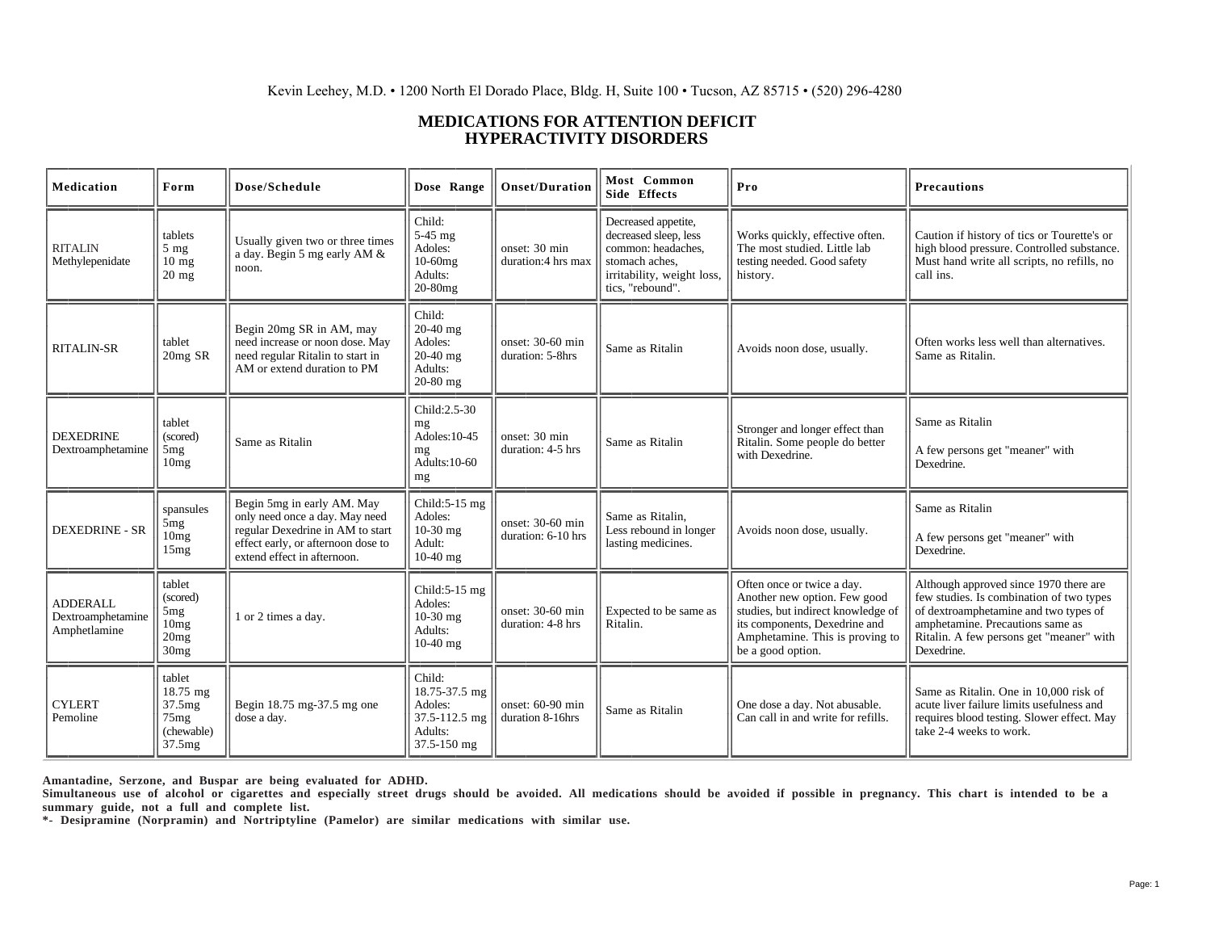Kevin Leehey, M.D. • 1200 North El Dorado Place, Bldg. H, Suite 100 • Tucson, AZ 85715 • (520) 296-4280

# MEDICATIONS FOR ATTENTION DEFICIT HYPERACTIVITY DISORDERS

| Medication | Form | Dose/Schedule | Dose Range | Onset/Duration | Most Common Side Effects | Pro | Precautions |
|---|---|---|---|---|---|---|---|
| RITALIN Methylepenidate | tablets 5 mg 10 mg 20 mg | Usually given two or three times a day. Begin 5 mg early AM & noon. | Child: 5-45 mg Adoles: 10-60mg Adults: 20-80mg | onset: 30 min duration:4 hrs max | Decreased appetite, decreased sleep, less common: headaches, stomach aches, irritability, weight loss, tics, "rebound". | Works quickly, effective often. The most studied. Little lab testing needed. Good safety history. | Caution if history of tics or Tourette's or high blood pressure. Controlled substance. Must hand write all scripts, no refills, no call ins. |
| RITALIN-SR | tablet 20mg SR | Begin 20mg SR in AM, may need increase or noon dose. May need regular Ritalin to start in AM or extend duration to PM | Child: 20-40 mg Adoles: 20-40 mg Adults: 20-80 mg | onset: 30-60 min duration: 5-8hrs | Same as Ritalin | Avoids noon dose, usually. | Often works less well than alternatives. Same as Ritalin. |
| DEXEDRINE Dextroamphetamine | tablet (scored) 5mg 10mg | Same as Ritalin | Child:2.5-30 mg Adoles:10-45 mg Adults:10-60 mg | onset: 30 min duration: 4-5 hrs | Same as Ritalin | Stronger and longer effect than Ritalin. Some people do better with Dexedrine. | Same as Ritalin<br><br>A few persons get "meaner" with Dexedrine. |
| DEXEDRINE - SR | spansules 5mg 10mg 15mg | Begin 5mg in early AM. May only need once a day. May need regular Dexedrine in AM to start effect early, or afternoon dose to extend effect in afternoon. | Child:5-15 mg Adoles: 10-30 mg Adult: 10-40 mg | onset: 30-60 min duration: 6-10 hrs | Same as Ritalin, Less rebound in longer lasting medicines. | Avoids noon dose, usually. | Same as Ritalin<br><br>A few persons get "meaner" with Dexedrine. |
| ADDERALL Dextroamphetamine Amphetlamine | tablet (scored) 5mg 10mg 20mg 30mg | 1 or 2 times a day. | Child:5-15 mg Adoles: 10-30 mg Adults: 10-40 mg | onset: 30-60 min duration: 4-8 hrs | Expected to be same as Ritalin. | Often once or twice a day. Another new option. Few good studies, but indirect knowledge of its components, Dexedrine and Amphetamine. This is proving to be a good option. | Although approved since 1970 there are few studies. Is combination of two types of dextroamphetamine and two types of amphetamine. Precautions same as Ritalin. A few persons get "meaner" with Dexedrine. |
| CYLERT Pemoline | tablet 18.75 mg 37.5mg 75mg (chewable) 37.5mg | Begin 18.75 mg-37.5 mg one dose a day. | Child: 18.75-37.5 mg Adoles: 37.5-112.5 mg Adults: 37.5-150 mg | onset: 60-90 min duration 8-16hrs | Same as Ritalin | One dose a day. Not abusable. Can call in and write for refills. | Same as Ritalin. One in 10,000 risk of acute liver failure limits usefulness and requires blood testing. Slower effect. May take 2-4 weeks to work. |

**Amantadine, Serzone, and Buspar are being evaluated for ADHD.**
**Simultaneous use of alcohol or cigarettes and especially street drugs should be avoided. All medications should be avoided if possible in pregnancy. This chart is intended to be a summary guide, not a full and complete list.**
**\*- Desipramine (Norpramin) and Nortriptyline (Pamelor) are similar medications with similar use.**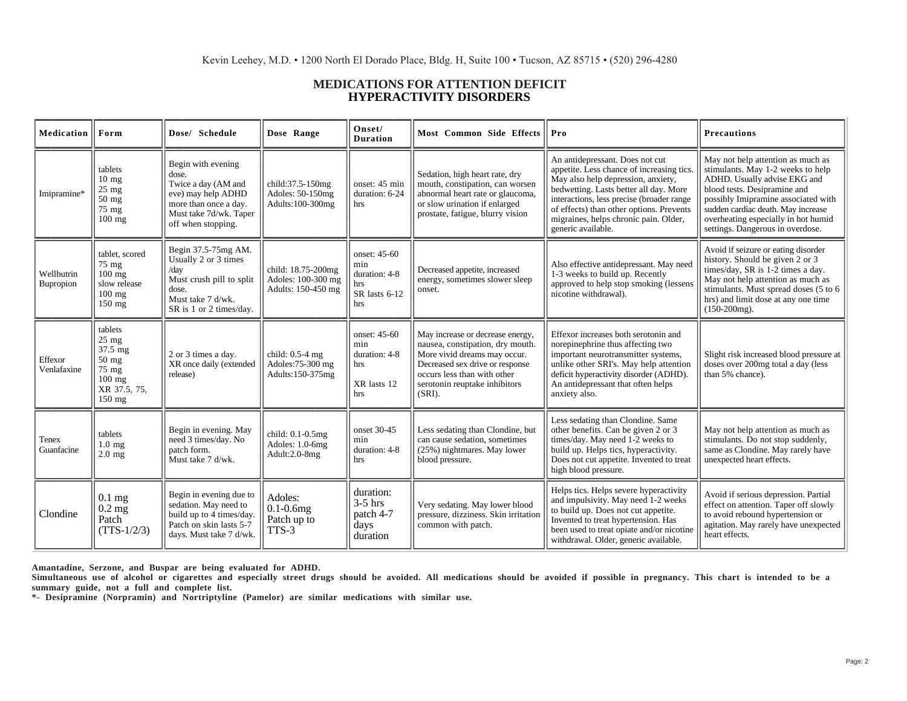Kevin Leehey, M.D. • 1200 North El Dorado Place, Bldg. H, Suite 100 • Tucson, AZ 85715 • (520) 296-4280

## MEDICATIONS FOR ATTENTION DEFICIT HYPERACTIVITY DISORDERS

| Medication | Form | Dose/ Schedule | Dose Range | Onset/ Duration | Most Common Side Effects | Pro | Precautions |
|---|---|---|---|---|---|---|---|
| Imipramine* | tablets 10 mg 25 mg 50 mg 75 mg 100 mg | Begin with evening dose. Twice a day (AM and eve) may help ADHD more than once a day. Must take 7d/wk. Taper off when stopping. | child:37.5-150mg Adoles: 50-150mg Adults:100-300mg | onset: 45 min duration: 6-24 hrs | Sedation, high heart rate, dry mouth, constipation, can worsen abnormal heart rate or glaucoma, or slow urination if enlarged prostate, fatigue, blurry vision | An antidepressant. Does not cut appetite. Less chance of increasing tics. May also help depression, anxiety, bedwetting. Lasts better all day. More interactions, less precise (broader range of effects) than other options. Prevents migraines, helps chronic pain. Older, generic available. | May not help attention as much as stimulants. May 1-2 weeks to help ADHD. Usually advise EKG and blood tests. Desipramine and possibly Imipramine associated with sudden cardiac death. May increase overheating especially in hot humid settings. Dangerous in overdose. |
| Wellbutrin Bupropion | tablet, scored 75 mg 100 mg slow release 100 mg 150 mg | Begin 37.5-75mg AM. Usually 2 or 3 times /day Must crush pill to split dose. Must take 7 d/wk. SR is 1 or 2 times/day. | child: 18.75-200mg Adoles: 100-300 mg Adults: 150-450 mg | onset: 45-60 min duration: 4-8 hrs SR lasts 6-12 hrs | Decreased appetite, increased energy, sometimes slower sleep onset. | Also effective antidepressant. May need 1-3 weeks to build up. Recently approved to help stop smoking (lessens nicotine withdrawal). | Avoid if seizure or eating disorder history. Should be given 2 or 3 times/day, SR is 1-2 times a day. May not help attention as much as stimulants. Must spread doses (5 to 6 hrs) and limit dose at any one time (150-200mg). |
| Effexor Venlafaxine | tablets 25 mg 37.5 mg 50 mg 75 mg 100 mg XR 37.5, 75, 150 mg | 2 or 3 times a day. XR once daily (extended release) | child: 0.5-4 mg Adoles:75-300 mg Adults:150-375mg | onset: 45-60 min duration: 4-8 hrs XR lasts 12 hrs | May increase or decrease energy, nausea, constipation, dry mouth. More vivid dreams may occur. Decreased sex drive or response occurs less than with other serotonin reuptake inhibitors (SRI). | Effexor increases both serotonin and norepinephrine thus affecting two important neurotransmitter systems, unlike other SRI's. May help attention deficit hyperactivity disorder (ADHD). An antidepressant that often helps anxiety also. | Slight risk increased blood pressure at doses over 200mg total a day (less than 5% chance). |
| Tenex Guanfacine | tablets 1.0 mg 2.0 mg | Begin in evening. May need 3 times/day. No patch form. Must take 7 d/wk. | child: 0.1-0.5mg Adoles: 1.0-6mg Adult:2.0-8mg | onset 30-45 min duration: 4-8 hrs | Less sedating than Clondine, but can cause sedation, sometimes (25%) nightmares. May lower blood pressure. | Less sedating than Clondine. Same other benefits. Can be given 2 or 3 times/day. May need 1-2 weeks to build up. Helps tics, hyperactivity. Does not cut appetite. Invented to treat high blood pressure. | May not help attention as much as stimulants. Do not stop suddenly, same as Clondine. May rarely have unexpected heart effects. |
| Clondine | 0.1 mg 0.2 mg Patch (TTS-1/2/3) | Begin in evening due to sedation. May need to build up to 4 times/day. Patch on skin lasts 5-7 days. Must take 7 d/wk. | Adoles: 0.1-0.6mg Patch up to TTS-3 | duration: 3-5 hrs patch 4-7 days duration | Very sedating. May lower blood pressure, dizziness. Skin irritation common with patch. | Helps tics. Helps severe hyperactivity and impulsivity. May need 1-2 weeks to build up. Does not cut appetite. Invented to treat hypertension. Has been used to treat opiate and/or nicotine withdrawal. Older, generic available. | Avoid if serious depression. Partial effect on attention. Taper off slowly to avoid rebound hypertension or agitation. May rarely have unexpected heart effects. |

**Amantadine, Serzone, and Buspar are being evaluated for ADHD.**
**Simultaneous use of alcohol or cigarettes and especially street drugs should be avoided. All medications should be avoided if possible in pregnancy. This chart is intended to be a summary guide, not a full and complete list.**
**\*- Desipramine (Norpramin) and Nortriptyline (Pamelor) are similar medications with similar use.**